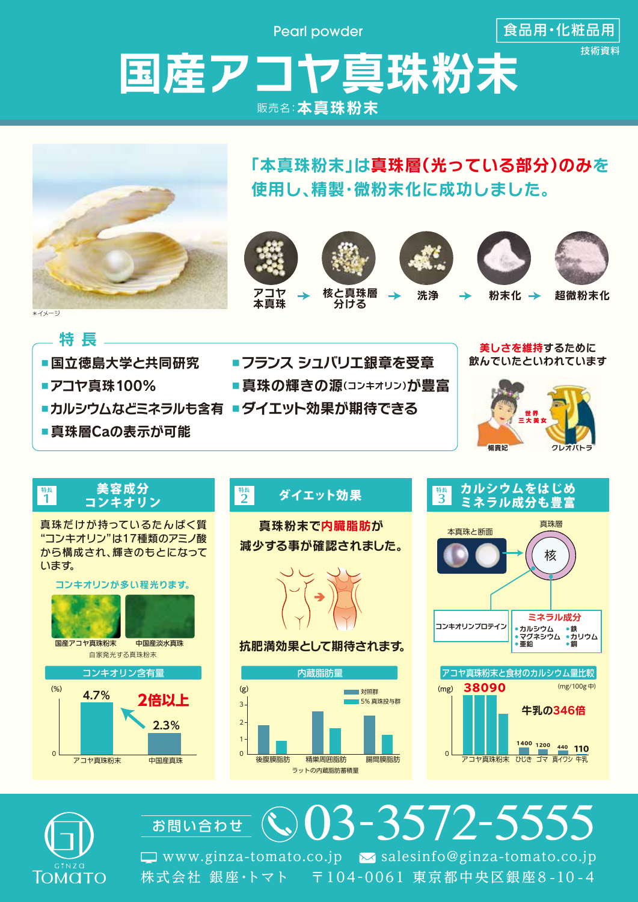食品用・化粧品用
技術資料

Pearl powder

# 国産アコヤ真珠粉末

販売名：**本真珠粉末**

＊イメージ

## 「本真珠粉末」は真珠層（光っている部分）のみを使用し、精製・微粉末化に成功しました。

アコヤ本真珠 → 核と真珠層分ける → 洗浄 → 粉末化 → 超微粉末化

## 特 長

- 国立徳島大学と共同研究
- アコヤ真珠100%
- カルシウムなどミネラルも含有
- 真珠層Caの表示が可能
- フランス シュバリエ銀章を受章
- 真珠の輝きの源（コンキオリン）が豊富
- ダイエット効果が期待できる

美しさを維持するために飲んでいたといわれています

世界三大美女　楊貴妃　クレオパトラ

### 特長1　美容成分 コンキオリン

真珠だけが持っているたんぱく質"コンキオリン"は17種類のアミノ酸から構成され、輝きのもとになっています。

コンキオリンが多い程光ります。

国産アコヤ真珠粉末　中国産淡水真珠
自家発光する真珠粉末

**コンキオリン含有量**

| (%) | アコヤ真珠粉末 | 中国産真珠 |
|---|---|---|
| コンキオリン含有量 | 4.7% | 2.3% |

2倍以上

### 特長2　ダイエット効果

真珠粉末で内臓脂肪が減少する事が確認されました。

抗肥満効果として期待されます。

**内臓脂肪量**

(g)　■対照群　■5% 真珠投与群

後腹膜脂肪　精巣周囲脂肪　腸間膜脂肪

ラットの内臓脂肪蓄積量

### 特長3　カルシウムをはじめミネラル成分も豊富

本真珠と断面　真珠層　核

コンキオリンプロテイン

**ミネラル成分**
- カルシウム
- マグネシウム
- 亜鉛
- 鉄
- カリウム
- 銅

**アコヤ真珠粉末と食材のカルシウム量比較**

(mg/100g 中)

| (mg) | アコヤ真珠粉末 | ひじき | ゴマ | 真イワシ | 牛乳 |
|---|---|---|---|---|---|
| カルシウム量 | 38090 | 1400 | 1200 | 440 | 110 |

牛乳の346倍

---

GINZA TOMATO

お問い合わせ　03-3572-5555

www.ginza-tomato.co.jp　salesinfo@ginza-tomato.co.jp

株式会社 銀座・トマト　〒104-0061 東京都中央区銀座8-10-4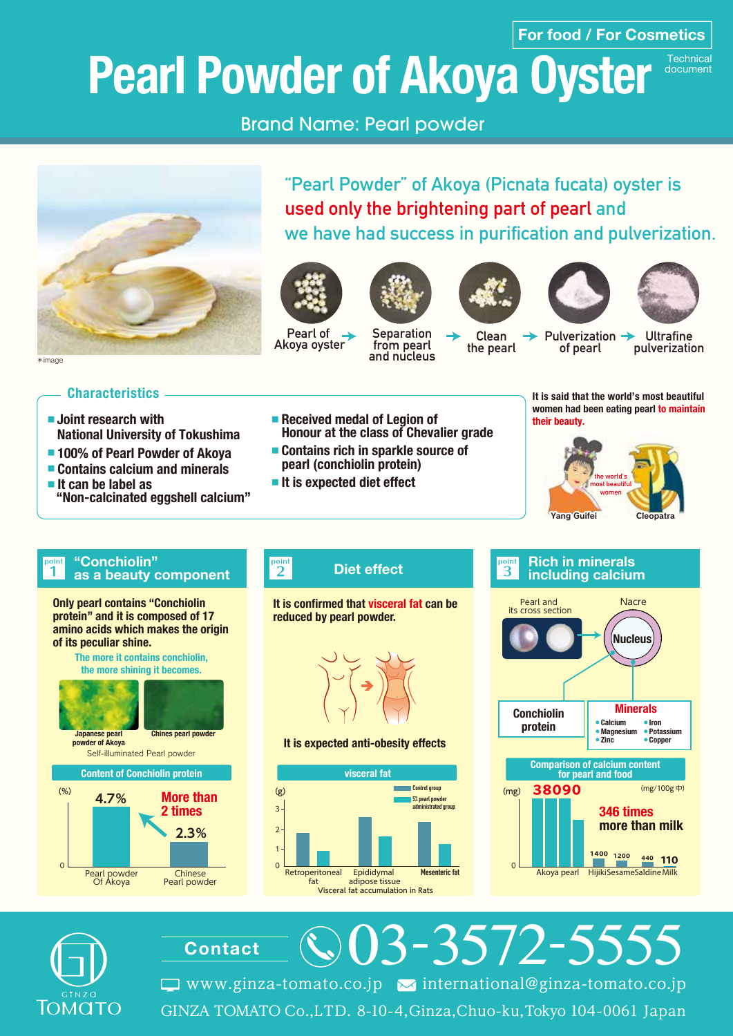For food / For Cosmetics

# Pearl Powder of Akoya Oyster

Technical document

Brand Name: Pearl powder

∗image

"Pearl Powder" of Akoya (Picnata fucata) oyster is used only the brightening part of pearl and we have had success in purification and pulverization.

Pearl of Akoya oyster → Separation from pearl and nucleus → Clean the pearl → Pulverization of pearl → Ultrafine pulverization

## Characteristics

- Joint research with National University of Tokushima
- 100% of Pearl Powder of Akoya
- Contains calcium and minerals
- It can be label as "Non-calcinated eggshell calcium"
- Received medal of Legion of Honour at the class of Chevalier grade
- Contains rich in sparkle source of pearl (conchiolin protein)
- It is expected diet effect

It is said that the world's most beautiful women had been eating pearl to maintain their beauty.

the world's most beautiful women

Yang Guifei

Cleopatra

## point 1 "Conchiolin" as a beauty component

Only pearl contains "Conchiolin protein" and it is composed of 17 amino acids which makes the origin of its peculiar shine.

The more it contains conchiolin, the more shining it becomes.

Japanese pearl powder of Akoya

Chines pearl powder

Self-illuminated Pearl powder

Content of Conchiolin protein

(%)

0

4.7%

2.3%

More than 2 times

Pearl powder Of Akoya

Chinese Pearl powder

## point 2 Diet effect

It is confirmed that visceral fat can be reduced by pearl powder.

It is expected anti-obesity effects

visceral fat

(g)

0

1

2

3

Control group

5% pearl powder administrated group

Retroperitoneal fat

Epididymal adipose tissue

Mesenteric fat

Visceral fat accumulation in Rats

## point 3 Rich in minerals including calcium

Pearl and its cross section

Nacre

Nucleus

Conchiolin protein

Minerals

- Calcium
- Iron
- Magnesium
- Potassium
- Zinc
- Copper

Comparison of calcium content for pearl and food

(mg)

(mg/100g中)

0

38090

346 times more than milk

1400

1200

440

110

Akoya pearl

Hijiki

Sesame

Saldine

Milk

Contact

03-3572-5555

www.ginza-tomato.co.jp

international@ginza-tomato.co.jp

GINZA TOMATO Co.,LTD. 8-10-4,Ginza,Chuo-ku,Tokyo 104-0061 Japan

GINZA TOMATO